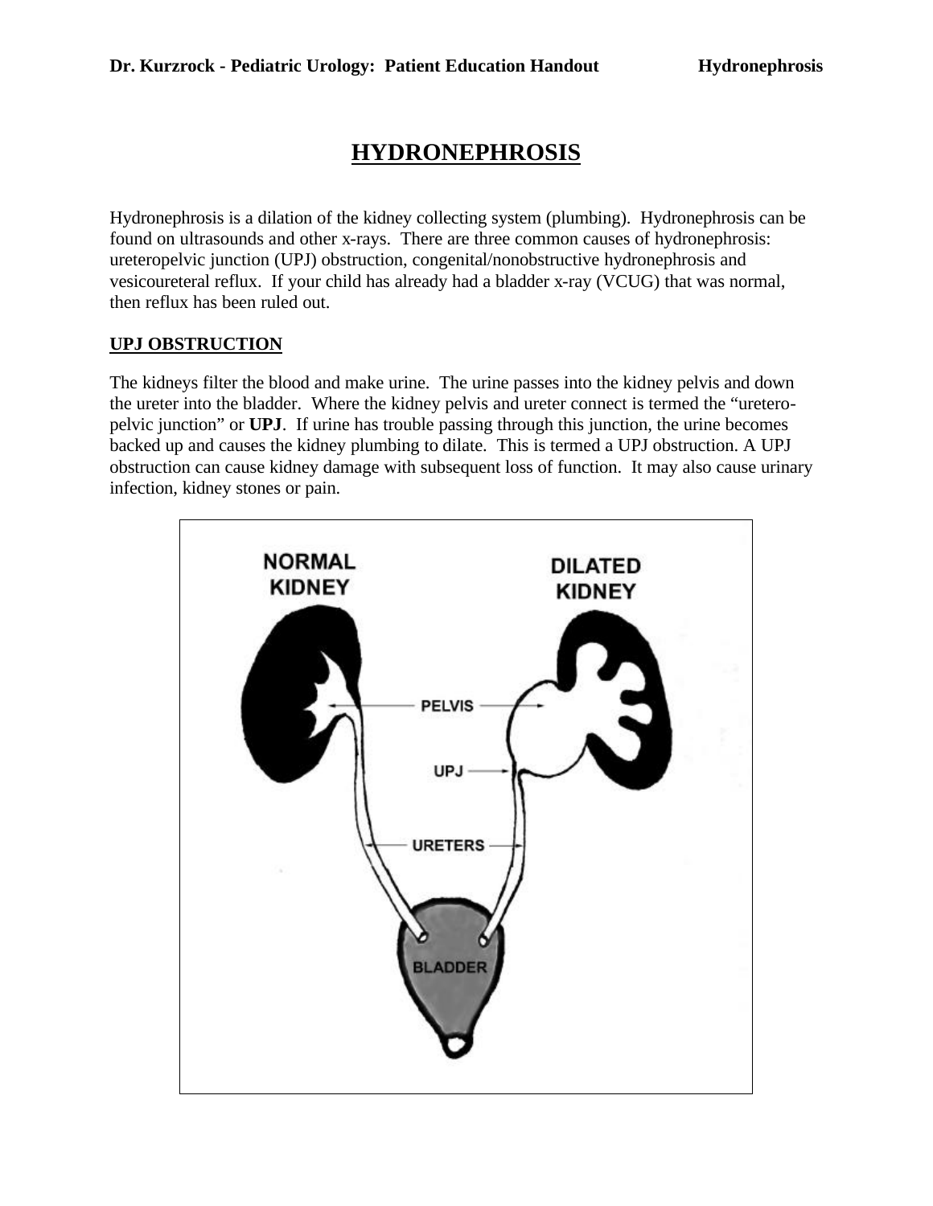# HYDRONEPHROSIS

Hydronephrosis is a dilation of the kidney collecting system (plumbing). Hydronephrosis can be found on ultrasounds and other x-rays. There are three common causes of hydronephrosis: ureteropelvic junction (UPJ) obstruction, congenital/nonobstructive hydronephrosis and vesicoureteral reflux. If your child has already had a bladder x-ray (VCUG) that was normal, then reflux has been ruled out.

## UPJ OBSTRUCTION

The kidneys filter the blood and make urine. The urine passes into the kidney pelvis and down the ureter into the bladder. Where the kidney pelvis and ureter connect is termed the "uretero-pelvic junction" or **UPJ**. If urine has trouble passing through this junction, the urine becomes backed up and causes the kidney plumbing to dilate. This is termed a UPJ obstruction. A UPJ obstruction can cause kidney damage with subsequent loss of function. It may also cause urinary infection, kidney stones or pain.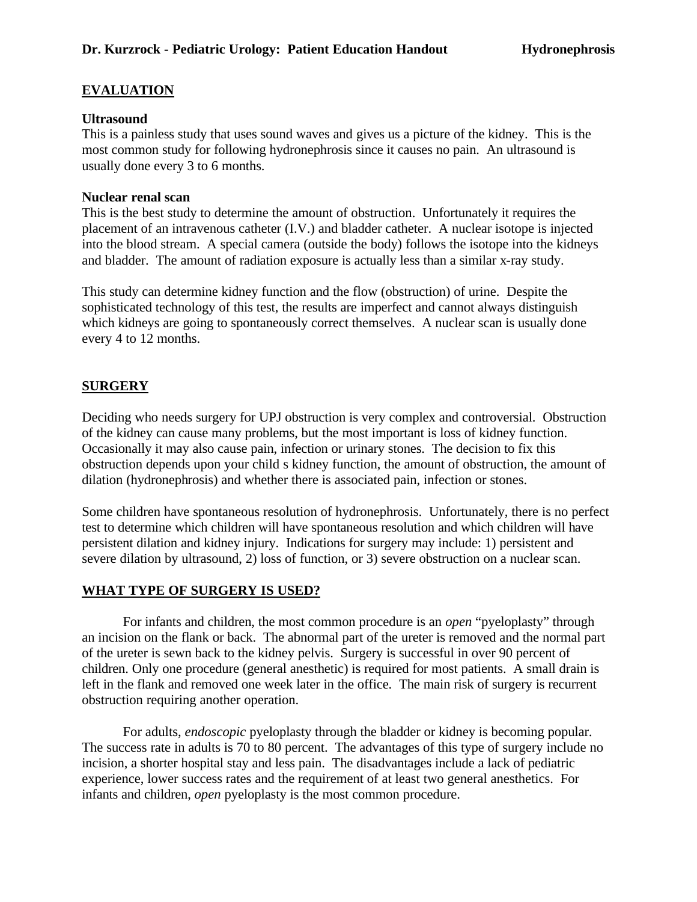## EVALUATION

**Ultrasound**
This is a painless study that uses sound waves and gives us a picture of the kidney. This is the most common study for following hydronephrosis since it causes no pain. An ultrasound is usually done every 3 to 6 months.

**Nuclear renal scan**
This is the best study to determine the amount of obstruction. Unfortunately it requires the placement of an intravenous catheter (I.V.) and bladder catheter. A nuclear isotope is injected into the blood stream. A special camera (outside the body) follows the isotope into the kidneys and bladder. The amount of radiation exposure is actually less than a similar x-ray study.

This study can determine kidney function and the flow (obstruction) of urine. Despite the sophisticated technology of this test, the results are imperfect and cannot always distinguish which kidneys are going to spontaneously correct themselves. A nuclear scan is usually done every 4 to 12 months.

## SURGERY

Deciding who needs surgery for UPJ obstruction is very complex and controversial. Obstruction of the kidney can cause many problems, but the most important is loss of kidney function. Occasionally it may also cause pain, infection or urinary stones. The decision to fix this obstruction depends upon your child s kidney function, the amount of obstruction, the amount of dilation (hydronephrosis) and whether there is associated pain, infection or stones.

Some children have spontaneous resolution of hydronephrosis. Unfortunately, there is no perfect test to determine which children will have spontaneous resolution and which children will have persistent dilation and kidney injury. Indications for surgery may include: 1) persistent and severe dilation by ultrasound, 2) loss of function, or 3) severe obstruction on a nuclear scan.

## WHAT TYPE OF SURGERY IS USED?

For infants and children, the most common procedure is an *open* "pyeloplasty" through an incision on the flank or back. The abnormal part of the ureter is removed and the normal part of the ureter is sewn back to the kidney pelvis. Surgery is successful in over 90 percent of children. Only one procedure (general anesthetic) is required for most patients. A small drain is left in the flank and removed one week later in the office. The main risk of surgery is recurrent obstruction requiring another operation.

For adults, *endoscopic* pyeloplasty through the bladder or kidney is becoming popular. The success rate in adults is 70 to 80 percent. The advantages of this type of surgery include no incision, a shorter hospital stay and less pain. The disadvantages include a lack of pediatric experience, lower success rates and the requirement of at least two general anesthetics. For infants and children, *open* pyeloplasty is the most common procedure.